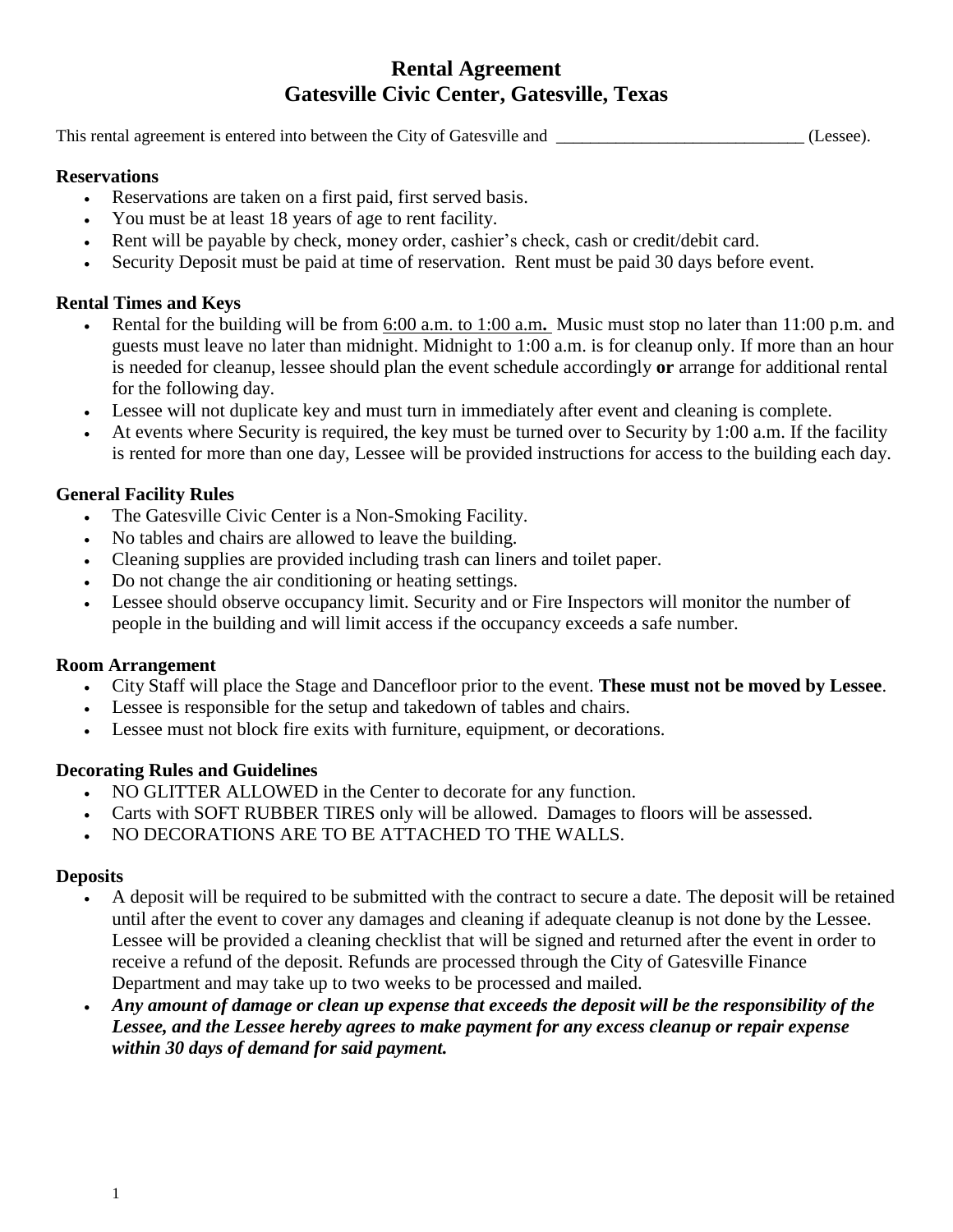# Rental Agreement
# Gatesville Civic Center, Gatesville, Texas

This rental agreement is entered into between the City of Gatesville and ______________________________ (Lessee).

### Reservations

- Reservations are taken on a first paid, first served basis.
- You must be at least 18 years of age to rent facility.
- Rent will be payable by check, money order, cashier's check, cash or credit/debit card.
- Security Deposit must be paid at time of reservation. Rent must be paid 30 days before event.

### Rental Times and Keys

- Rental for the building will be from <u>6:00 a.m. to 1:00 a.m</u>**.** Music must stop no later than 11:00 p.m. and guests must leave no later than midnight. Midnight to 1:00 a.m. is for cleanup only. If more than an hour is needed for cleanup, lessee should plan the event schedule accordingly **or** arrange for additional rental for the following day.
- Lessee will not duplicate key and must turn in immediately after event and cleaning is complete.
- At events where Security is required, the key must be turned over to Security by 1:00 a.m. If the facility is rented for more than one day, Lessee will be provided instructions for access to the building each day.

### General Facility Rules

- The Gatesville Civic Center is a Non-Smoking Facility.
- No tables and chairs are allowed to leave the building.
- Cleaning supplies are provided including trash can liners and toilet paper.
- Do not change the air conditioning or heating settings.
- Lessee should observe occupancy limit. Security and or Fire Inspectors will monitor the number of people in the building and will limit access if the occupancy exceeds a safe number.

### Room Arrangement

- City Staff will place the Stage and Dancefloor prior to the event. **These must not be moved by Lessee**.
- Lessee is responsible for the setup and takedown of tables and chairs.
- Lessee must not block fire exits with furniture, equipment, or decorations.

### Decorating Rules and Guidelines

- NO GLITTER ALLOWED in the Center to decorate for any function.
- Carts with SOFT RUBBER TIRES only will be allowed. Damages to floors will be assessed.
- NO DECORATIONS ARE TO BE ATTACHED TO THE WALLS.

### Deposits

- A deposit will be required to be submitted with the contract to secure a date. The deposit will be retained until after the event to cover any damages and cleaning if adequate cleanup is not done by the Lessee. Lessee will be provided a cleaning checklist that will be signed and returned after the event in order to receive a refund of the deposit. Refunds are processed through the City of Gatesville Finance Department and may take up to two weeks to be processed and mailed.
- ***Any amount of damage or clean up expense that exceeds the deposit will be the responsibility of the Lessee, and the Lessee hereby agrees to make payment for any excess cleanup or repair expense within 30 days of demand for said payment.***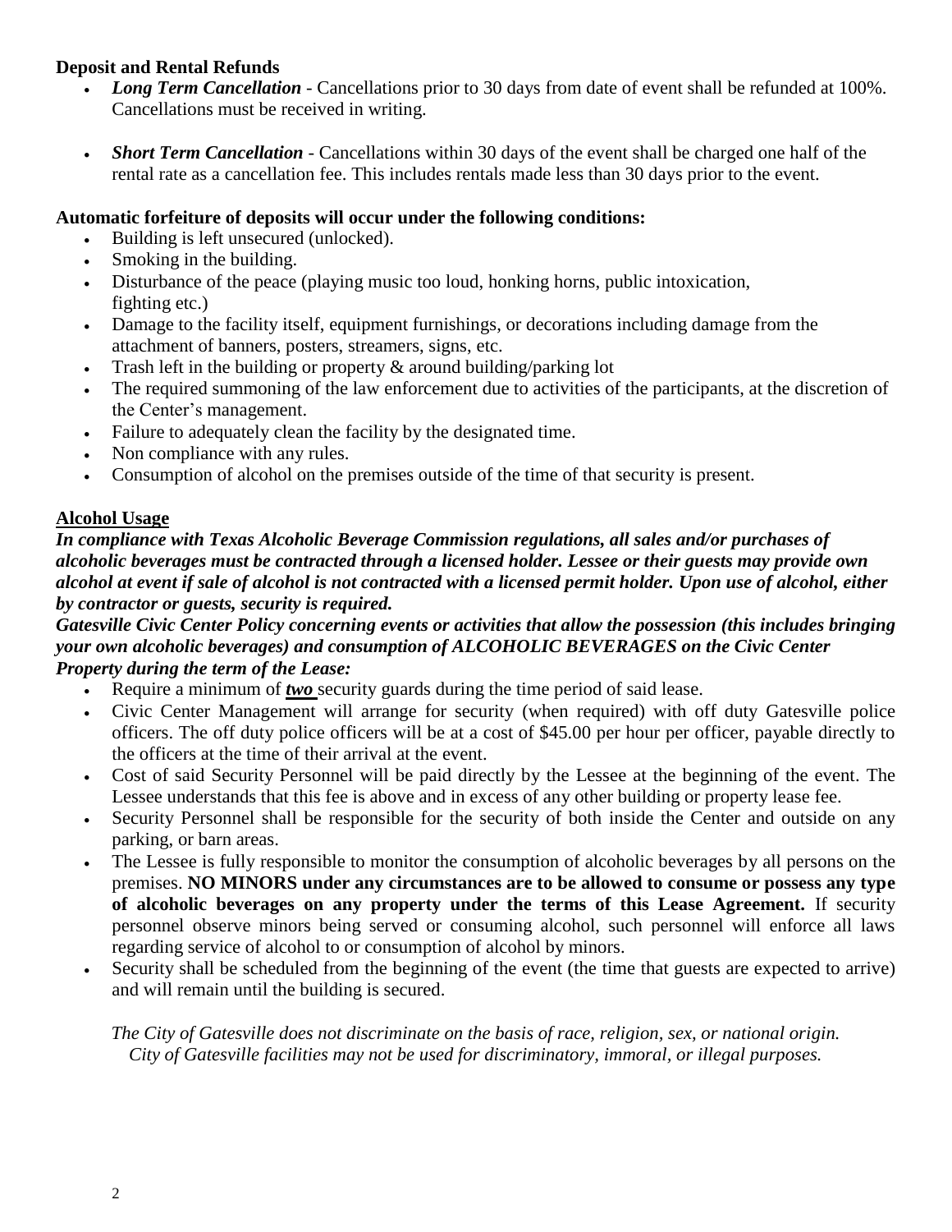**Deposit and Rental Refunds**

- ***Long Term Cancellation*** - Cancellations prior to 30 days from date of event shall be refunded at 100%. Cancellations must be received in writing.
- ***Short Term Cancellation*** - Cancellations within 30 days of the event shall be charged one half of the rental rate as a cancellation fee. This includes rentals made less than 30 days prior to the event.

**Automatic forfeiture of deposits will occur under the following conditions:**

- Building is left unsecured (unlocked).
- Smoking in the building.
- Disturbance of the peace (playing music too loud, honking horns, public intoxication, fighting etc.)
- Damage to the facility itself, equipment furnishings, or decorations including damage from the attachment of banners, posters, streamers, signs, etc.
- Trash left in the building or property & around building/parking lot
- The required summoning of the law enforcement due to activities of the participants, at the discretion of the Center's management.
- Failure to adequately clean the facility by the designated time.
- Non compliance with any rules.
- Consumption of alcohol on the premises outside of the time of that security is present.

**Alcohol Usage**

***In compliance with Texas Alcoholic Beverage Commission regulations, all sales and/or purchases of alcoholic beverages must be contracted through a licensed holder. Lessee or their guests may provide own alcohol at event if sale of alcohol is not contracted with a licensed permit holder. Upon use of alcohol, either by contractor or guests, security is required.***

***Gatesville Civic Center Policy concerning events or activities that allow the possession (this includes bringing your own alcoholic beverages) and consumption of ALCOHOLIC BEVERAGES on the Civic Center Property during the term of the Lease:***

- Require a minimum of ***two*** security guards during the time period of said lease.
- Civic Center Management will arrange for security (when required) with off duty Gatesville police officers. The off duty police officers will be at a cost of $45.00 per hour per officer, payable directly to the officers at the time of their arrival at the event.
- Cost of said Security Personnel will be paid directly by the Lessee at the beginning of the event. The Lessee understands that this fee is above and in excess of any other building or property lease fee.
- Security Personnel shall be responsible for the security of both inside the Center and outside on any parking, or barn areas.
- The Lessee is fully responsible to monitor the consumption of alcoholic beverages by all persons on the premises. **NO MINORS under any circumstances are to be allowed to consume or possess any type of alcoholic beverages on any property under the terms of this Lease Agreement.** If security personnel observe minors being served or consuming alcohol, such personnel will enforce all laws regarding service of alcohol to or consumption of alcohol by minors.
- Security shall be scheduled from the beginning of the event (the time that guests are expected to arrive) and will remain until the building is secured.

*The City of Gatesville does not discriminate on the basis of race, religion, sex, or national origin. City of Gatesville facilities may not be used for discriminatory, immoral, or illegal purposes.*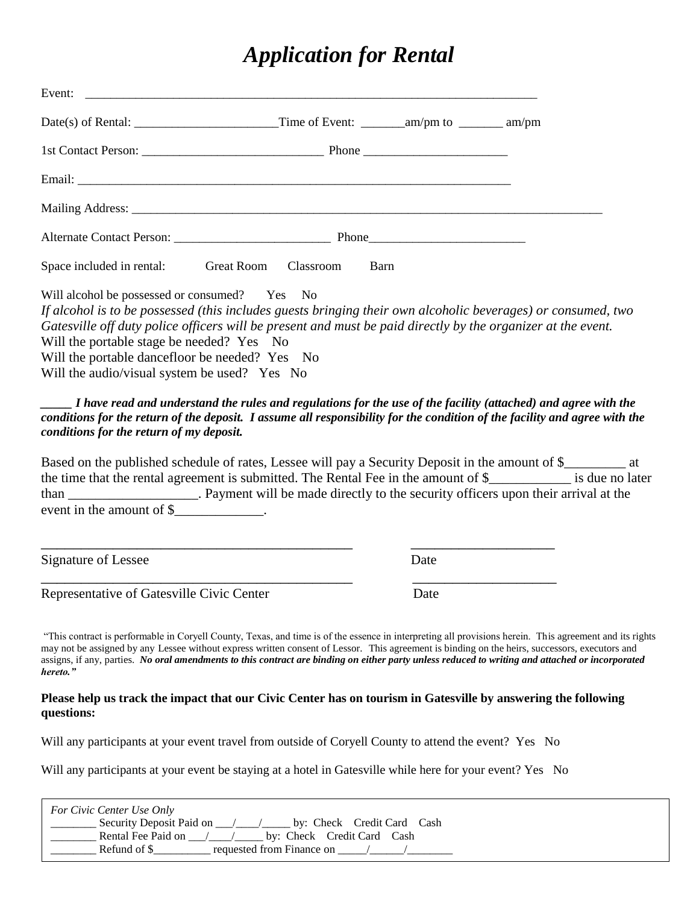# *Application for Rental*

Event: ___________________________________________________________________________

Date(s) of Rental: _______________________Time of Event: _______am/pm to _______ am/pm

1st Contact Person: _____________________________ Phone _______________________

Email: _______________________________________________________________________

Mailing Address: _______________________________________________________________________________

Alternate Contact Person: _________________________ Phone_________________________

Space included in rental: Great Room Classroom Barn

Will alcohol be possessed or consumed? Yes No

*If alcohol is to be possessed (this includes guests bringing their own alcoholic beverages) or consumed, two Gatesville off duty police officers will be present and must be paid directly by the organizer at the event.*

Will the portable stage be needed? Yes No

Will the portable dancefloor be needed? Yes No

Will the audio/visual system be used? Yes No

***_____ I have read and understand the rules and regulations for the use of the facility (attached) and agree with the conditions for the return of the deposit. I assume all responsibility for the condition of the facility and agree with the conditions for the return of my deposit.***

Based on the published schedule of rates, Lessee will pay a Security Deposit in the amount of $_________ at the time that the rental agreement is submitted. The Rental Fee in the amount of $____________ is due no later than ___________________. Payment will be made directly to the security officers upon their arrival at the event in the amount of $_____________.

_______________________________________________ _____________________

Signature of Lessee Date

_______________________________________________ _____________________

Representative of Gatesville Civic Center Date

"This contract is performable in Coryell County, Texas, and time is of the essence in interpreting all provisions herein. This agreement and its rights may not be assigned by any Lessee without express written consent of Lessor. This agreement is binding on the heirs, successors, executors and assigns, if any, parties. ***No oral amendments to this contract are binding on either party unless reduced to writing and attached or incorporated hereto."***

**Please help us track the impact that our Civic Center has on tourism in Gatesville by answering the following questions:**

Will any participants at your event travel from outside of Coryell County to attend the event? Yes No

Will any participants at your event be staying at a hotel in Gatesville while here for your event? Yes No

*For Civic Center Use Only*

________ Security Deposit Paid on ___/____/_____ by: Check Credit Card Cash

________ Rental Fee Paid on ___/____/_____ by: Check Credit Card Cash

________ Refund of $__________ requested from Finance on _____/______/________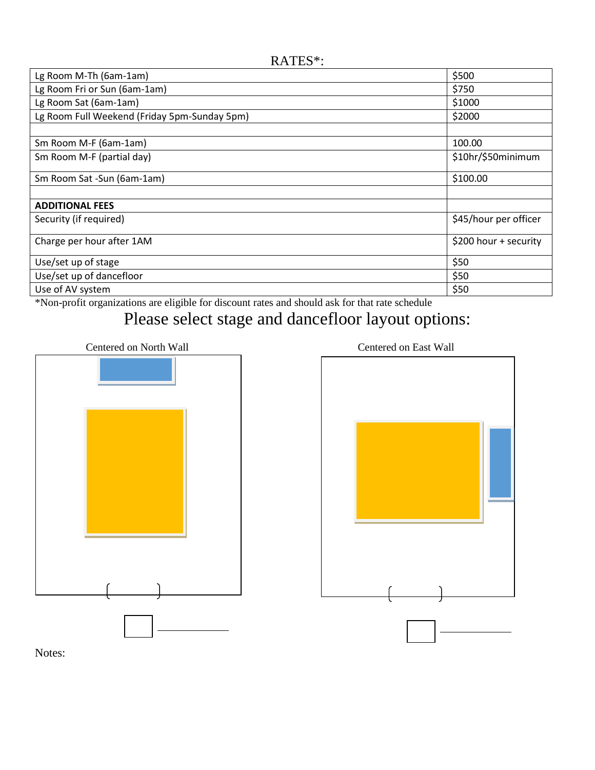RATES*:

| | |
|---|---|
| Lg Room M-Th (6am-1am) | $500 |
| Lg Room Fri or Sun (6am-1am) | $750 |
| Lg Room Sat (6am-1am) | $1000 |
| Lg Room Full Weekend (Friday 5pm-Sunday 5pm) | $2000 |
| | |
| Sm Room M-F (6am-1am) | 100.00 |
| Sm Room M-F (partial day) | $10hr/$50minimum |
| Sm Room Sat -Sun (6am-1am) | $100.00 |
| | |
| **ADDITIONAL FEES** | |
| Security (if required) | $45/hour per officer |
| Charge per hour after 1AM | $200 hour + security |
| Use/set up of stage | $50 |
| Use/set up of dancefloor | $50 |
| Use of AV system | $50 |

*Non-profit organizations are eligible for discount rates and should ask for that rate schedule

# Please select stage and dancefloor layout options:

Centered on North Wall

☐ ___________

Centered on East Wall

☐ ___________

Notes: